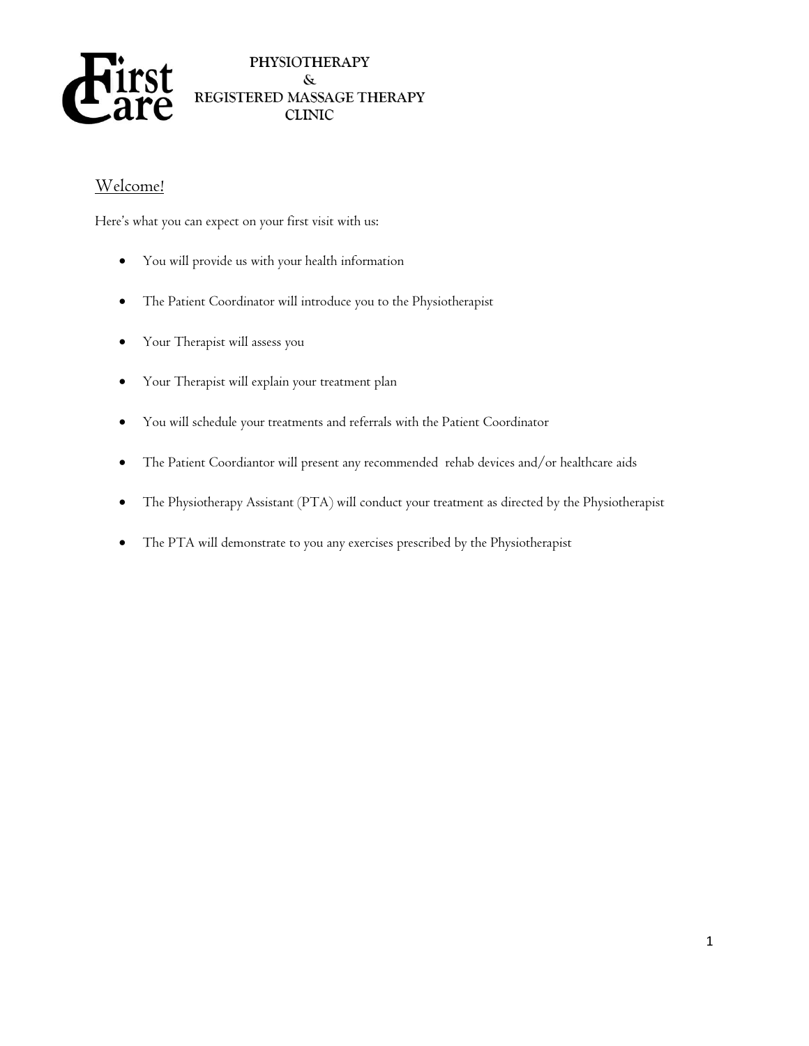# First Care

**PHYSIOTHERAPY**
**&**
**REGISTERED MASSAGE THERAPY**
**CLINIC**

## Welcome!

Here's what you can expect on your first visit with us:

- You will provide us with your health information
- The Patient Coordinator will introduce you to the Physiotherapist
- Your Therapist will assess you
- Your Therapist will explain your treatment plan
- You will schedule your treatments and referrals with the Patient Coordinator
- The Patient Coordiantor will present any recommended rehab devices and/or healthcare aids
- The Physiotherapy Assistant (PTA) will conduct your treatment as directed by the Physiotherapist
- The PTA will demonstrate to you any exercises prescribed by the Physiotherapist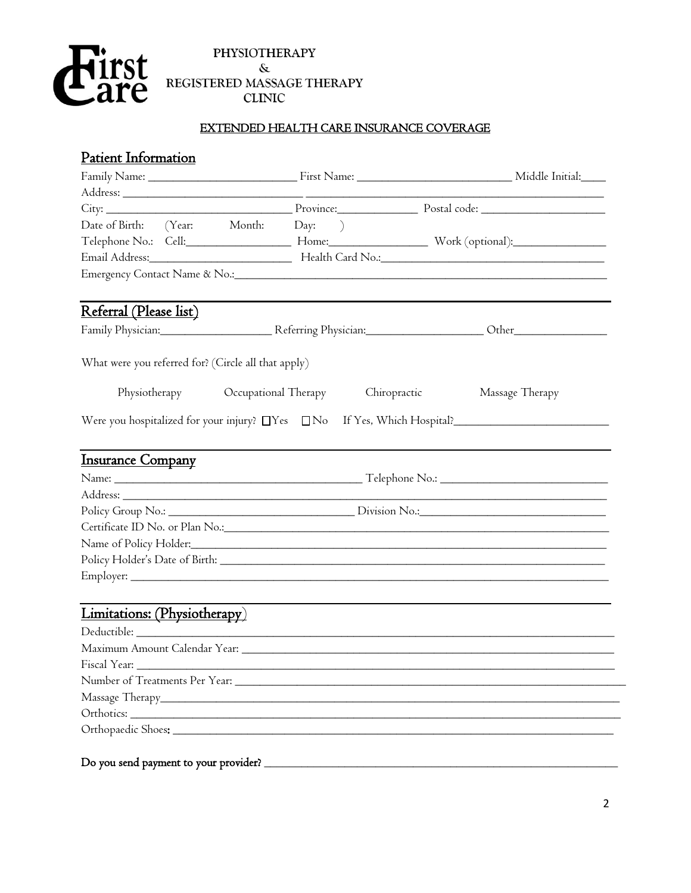**First Care**

**PHYSIOTHERAPY**
**&**
**REGISTERED MASSAGE THERAPY**
**CLINIC**

**EXTENDED HEALTH CARE INSURANCE COVERAGE**

## Patient Information

Family Name: ________________________ First Name: ________________________ Middle Initial:____

Address: ______________________________ ______________________________________________

City: ______________________________ Province:_____________ Postal code: ____________________

Date of Birth: (Year: Month: Day: )

Telephone No.: Cell:________________ Home:________________ Work (optional):_______________

Email Address:_______________________ Health Card No.:_____________________________________

Emergency Contact Name & No.:____________________________________________________________

## Referral (Please list)

Family Physician:__________________ Referring Physician:___________________ Other_______________

What were you referred for? (Circle all that apply)

Physiotherapy Occupational Therapy Chiropractic Massage Therapy

Were you hospitalized for your injury? ☐Yes ☐No If Yes, Which Hospital?________________________

## Insurance Company

Name: ________________________________________ Telephone No.: ___________________________

Address: ___________________________________________________________________________

Policy Group No.: _____________________________ Division No.:______________________________

Certificate ID No. or Plan No.:_________________________________________________________________

Name of Policy Holder:_______________________________________________________________

Policy Holder's Date of Birth: _________________________________________________________

Employer: __________________________________________________________________________

## Limitations: (Physiotherapy)

Deductible: __________________________________________________________________________

Maximum Amount Calendar Year: _______________________________________________________

Fiscal Year: _________________________________________________________________________

Number of Treatments Per Year: ______________________________________________________

Massage Therapy______________________________________________________________________

Orthotics: ___________________________________________________________________________

Orthopaedic Shoes: ___________________________________________________________________

**Do you send payment to your provider?** _______________________________________________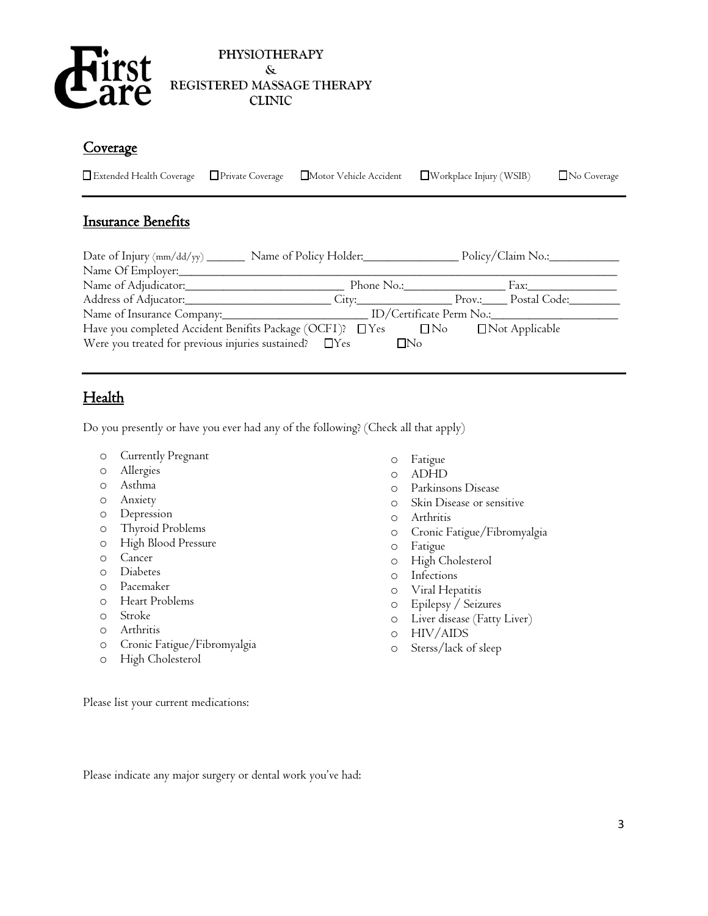**First Care**

**PHYSIOTHERAPY & REGISTERED MASSAGE THERAPY CLINIC**

## Coverage

☐ Extended Health Coverage ☐ Private Coverage ☐ Motor Vehicle Accident ☐ Workplace Injury (WSIB) ☐ No Coverage

---

## Insurance Benefits

Date of Injury (mm/dd/yy) ______ Name of Policy Holder:_______________ Policy/Claim No.:___________

Name Of Employer:_____________________________________________________________________

Name of Adjudicator:_________________________ Phone No.:________________ Fax:______________

Address of Adjucator:______________________ City:_______________ Prov.:____ Postal Code:________

Name of Insurance Company:______________________ ID/Certificate Perm No.:____________________

Have you completed Accident Benifits Package (OCF1)? ☐ Yes ☐ No ☐ Not Applicable

Were you treated for previous injuries sustained? ☐ Yes ☐ No

---

## Health

Do you presently or have you ever had any of the following? (Check all that apply)

- Currently Pregnant
- Allergies
- Asthma
- Anxiety
- Depression
- Thyroid Problems
- High Blood Pressure
- Cancer
- Diabetes
- Pacemaker
- Heart Problems
- Stroke
- Arthritis
- Cronic Fatigue/Fibromyalgia
- High Cholesterol
- Fatigue
- ADHD
- Parkinsons Disease
- Skin Disease or sensitive
- Arthritis
- Cronic Fatigue/Fibromyalgia
- Fatigue
- High Cholesterol
- Infections
- Viral Hepatitis
- Epilepsy / Seizures
- Liver disease (Fatty Liver)
- HIV/AIDS
- Sterss/lack of sleep

Please list your current medications:

Please indicate any major surgery or dental work you've had: